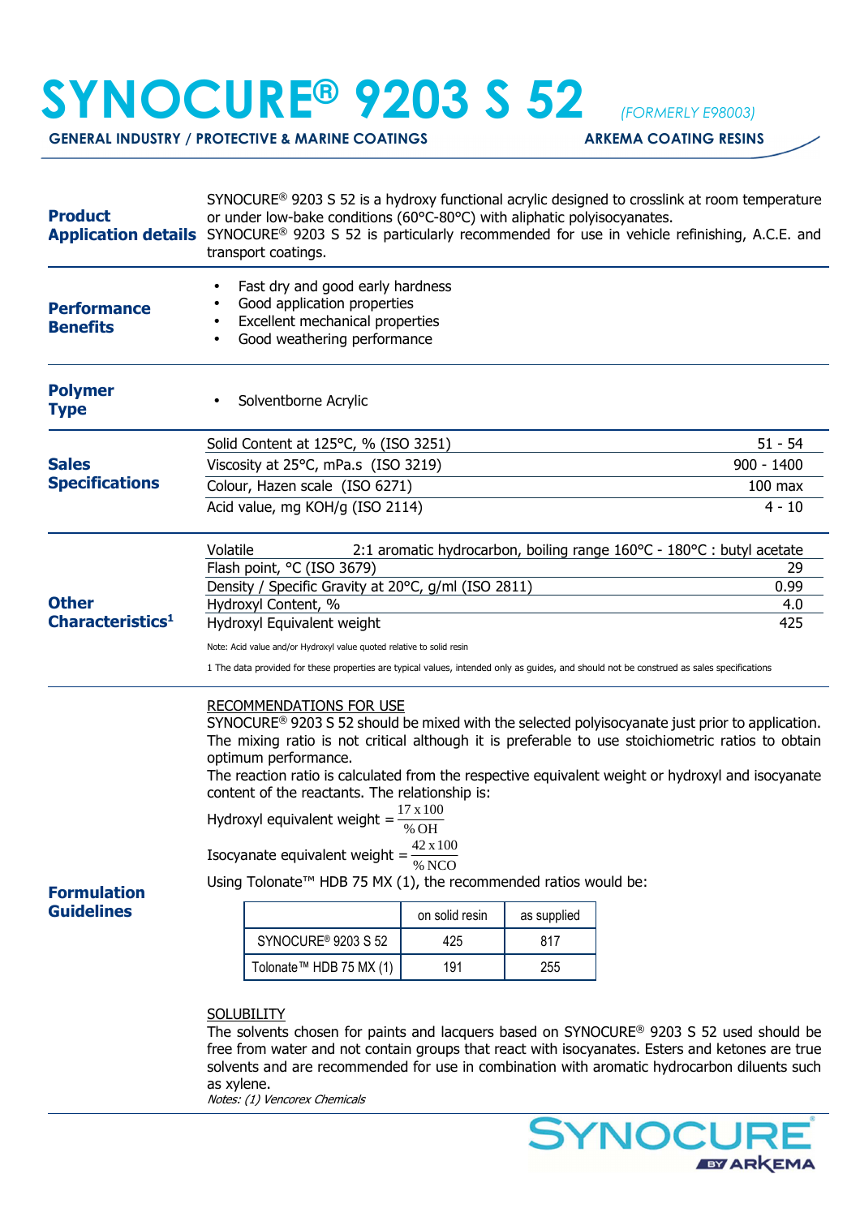# SYNOCURE® 9203 S 52

*(FORMERLY E98003)*

**GENERAL INDUSTRY / PROTECTIVE & MARINE COATINGS** — **ARKEMA COATING RESINS**

---

### Product Application details

SYNOCURE® 9203 S 52 is a hydroxy functional acrylic designed to crosslink at room temperature or under low-bake conditions (60°C-80°C) with aliphatic polyisocyanates.
SYNOCURE® 9203 S 52 is particularly recommended for use in vehicle refinishing, A.C.E. and transport coatings.

### Performance Benefits

- Fast dry and good early hardness
- Good application properties
- Excellent mechanical properties
- Good weathering performance

### Polymer Type

- Solventborne Acrylic

### Sales Specifications

| Property | Value |
|---|---|
| Solid Content at 125°C, % (ISO 3251) | 51 - 54 |
| Viscosity at 25°C, mPa.s (ISO 3219) | 900 - 1400 |
| Colour, Hazen scale (ISO 6271) | 100 max |
| Acid value, mg KOH/g (ISO 2114) | 4 - 10 |

### Other Characteristics[1]

| Property | Value |
|---|---|
| Volatile | 2:1 aromatic hydrocarbon, boiling range 160°C - 180°C : butyl acetate |
| Flash point, °C (ISO 3679) | 29 |
| Density / Specific Gravity at 20°C, g/ml (ISO 2811) | 0.99 |
| Hydroxyl Content, % | 4.0 |
| Hydroxyl Equivalent weight | 425 |

Note: Acid value and/or Hydroxyl value quoted relative to solid resin

1 The data provided for these properties are typical values, intended only as guides, and should not be construed as sales specifications

### Formulation Guidelines

RECOMMENDATIONS FOR USE

SYNOCURE® 9203 S 52 should be mixed with the selected polyisocyanate just prior to application. The mixing ratio is not critical although it is preferable to use stoichiometric ratios to obtain optimum performance.
The reaction ratio is calculated from the respective equivalent weight or hydroxyl and isocyanate content of the reactants. The relationship is:

$$\text{Hydroxyl equivalent weight} = \frac{17 \times 100}{\%\,OH}$$

$$\text{Isocyanate equivalent weight} = \frac{42 \times 100}{\%\,NCO}$$

Using Tolonate™ HDB 75 MX (1), the recommended ratios would be:

| | on solid resin | as supplied |
|---|---|---|
| SYNOCURE® 9203 S 52 | 425 | 817 |
| Tolonate™ HDB 75 MX (1) | 191 | 255 |

SOLUBILITY

The solvents chosen for paints and lacquers based on SYNOCURE® 9203 S 52 used should be free from water and not contain groups that react with isocyanates. Esters and ketones are true solvents and are recommended for use in combination with aromatic hydrocarbon diluents such as xylene.

*Notes: (1) Vencorex Chemicals*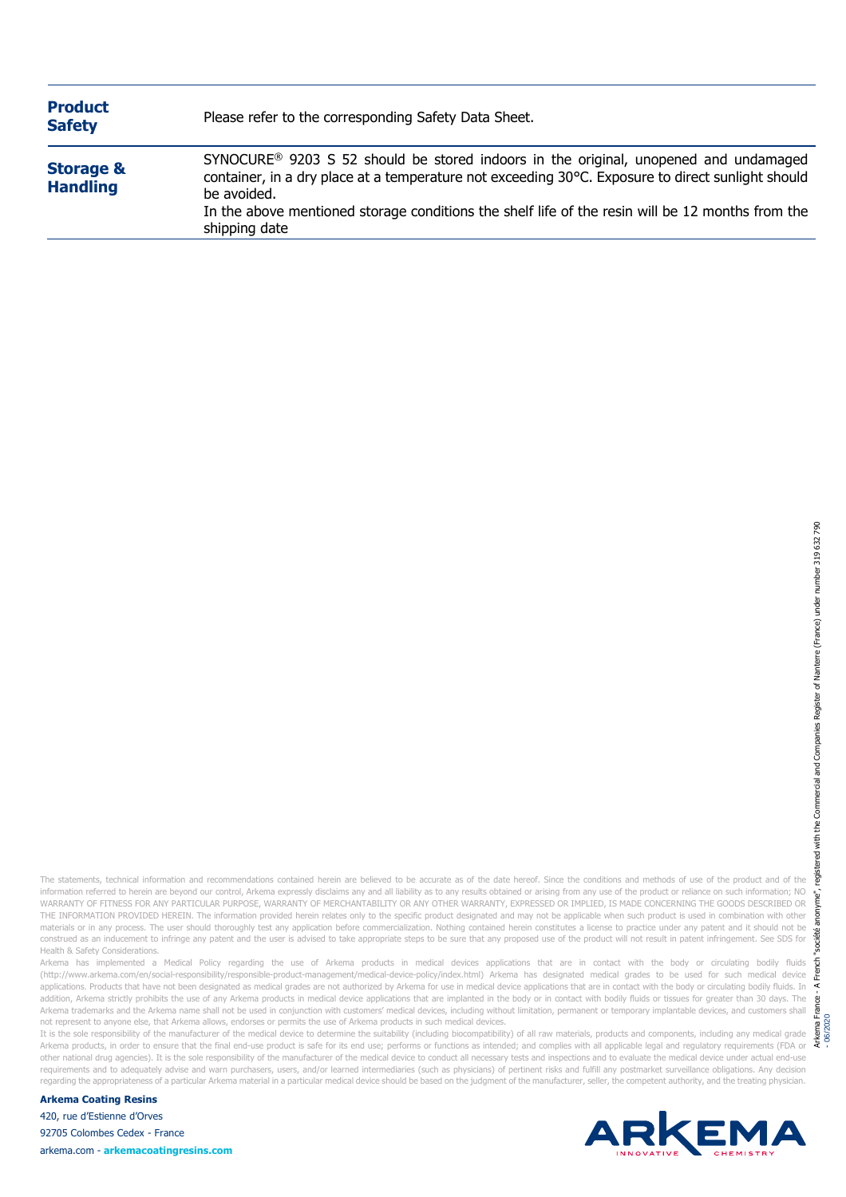| | |
|---|---|
| **Product Safety** | Please refer to the corresponding Safety Data Sheet. |
| **Storage & Handling** | SYNOCURE® 9203 S 52 should be stored indoors in the original, unopened and undamaged container, in a dry place at a temperature not exceeding 30°C. Exposure to direct sunlight should be avoided.<br>In the above mentioned storage conditions the shelf life of the resin will be 12 months from the shipping date |

The statements, technical information and recommendations contained herein are believed to be accurate as of the date hereof. Since the conditions and methods of use of the product and of the information referred to herein are beyond our control, Arkema expressly disclaims any and all liability as to any results obtained or arising from any use of the product or reliance on such information; NO WARRANTY OF FITNESS FOR ANY PARTICULAR PURPOSE, WARRANTY OF MERCHANTABILITY OR ANY OTHER WARRANTY, EXPRESSED OR IMPLIED, IS MADE CONCERNING THE GOODS DESCRIBED OR THE INFORMATION PROVIDED HEREIN. The information provided herein relates only to the specific product designated and may not be applicable when such product is used in combination with other materials or in any process. The user should thoroughly test any application before commercialization. Nothing contained herein constitutes a license to practice under any patent and it should not be construed as an inducement to infringe any patent and the user is advised to take appropriate steps to be sure that any proposed use of the product will not result in patent infringement. See SDS for Health & Safety Considerations.

Arkema has implemented a Medical Policy regarding the use of Arkema products in medical devices applications that are in contact with the body or circulating bodily fluids (http://www.arkema.com/en/social-responsibility/responsible-product-management/medical-device-policy/index.html) Arkema has designated medical grades to be used for such medical device applications. Products that have not been designated as medical grades are not authorized by Arkema for use in medical device applications that are in contact with the body or circulating bodily fluids. In addition, Arkema strictly prohibits the use of any Arkema products in medical device applications that are implanted in the body or in contact with bodily fluids or tissues for greater than 30 days. The Arkema trademarks and the Arkema name shall not be used in conjunction with customers' medical devices, including without limitation, permanent or temporary implantable devices, and customers shall not represent to anyone else, that Arkema allows, endorses or permits the use of Arkema products in such medical devices.

It is the sole responsibility of the manufacturer of the medical device to determine the suitability (including biocompatibility) of all raw materials, products and components, including any medical grade Arkema products, in order to ensure that the final end-use product is safe for its end use; performs or functions as intended; and complies with all applicable legal and regulatory requirements (FDA or other national drug agencies). It is the sole responsibility of the manufacturer of the medical device to conduct all necessary tests and inspections and to evaluate the medical device under actual end-use requirements and to adequately advise and warn purchasers, users, and/or learned intermediaries (such as physicians) of pertinent risks and fulfill any postmarket surveillance obligations. Any decision regarding the appropriateness of a particular Arkema material in a particular medical device should be based on the judgment of the manufacturer, seller, the competent authority, and the treating physician.

**Arkema Coating Resins**
420, rue d'Estienne d'Orves
92705 Colombes Cedex - France
arkema.com - **arkemacoatingresins.com**

Arkema France - A French "société anonyme", registered with the Commercial and Companies Register of Nanterre (France) under number 319 632 790 - 06/2020